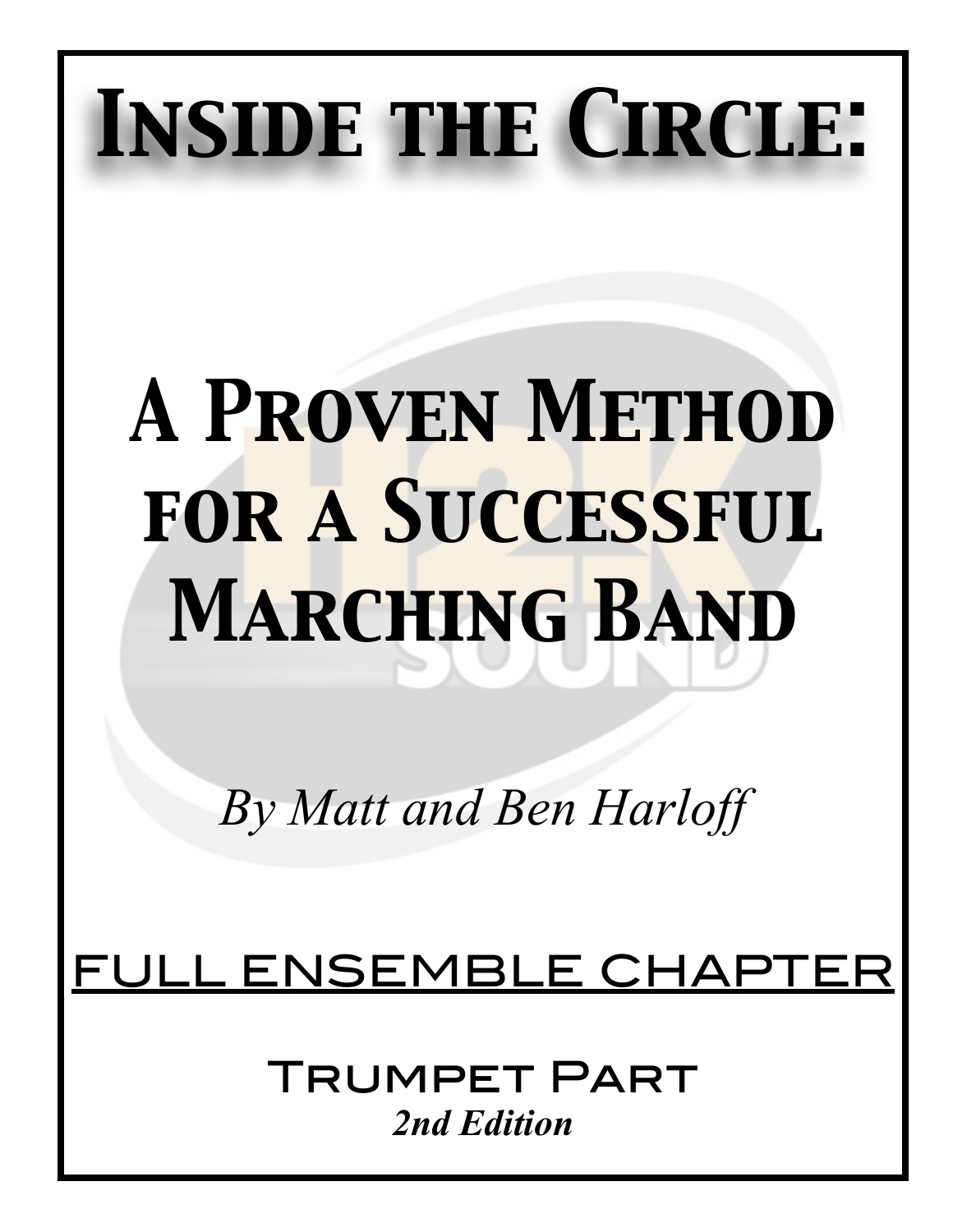# Inside the Circle:

# A Proven Method for a Successful Marching Band

*By Matt and Ben Harloff*

## FULL ENSEMBLE CHAPTER

### Trumpet Part

***2nd Edition***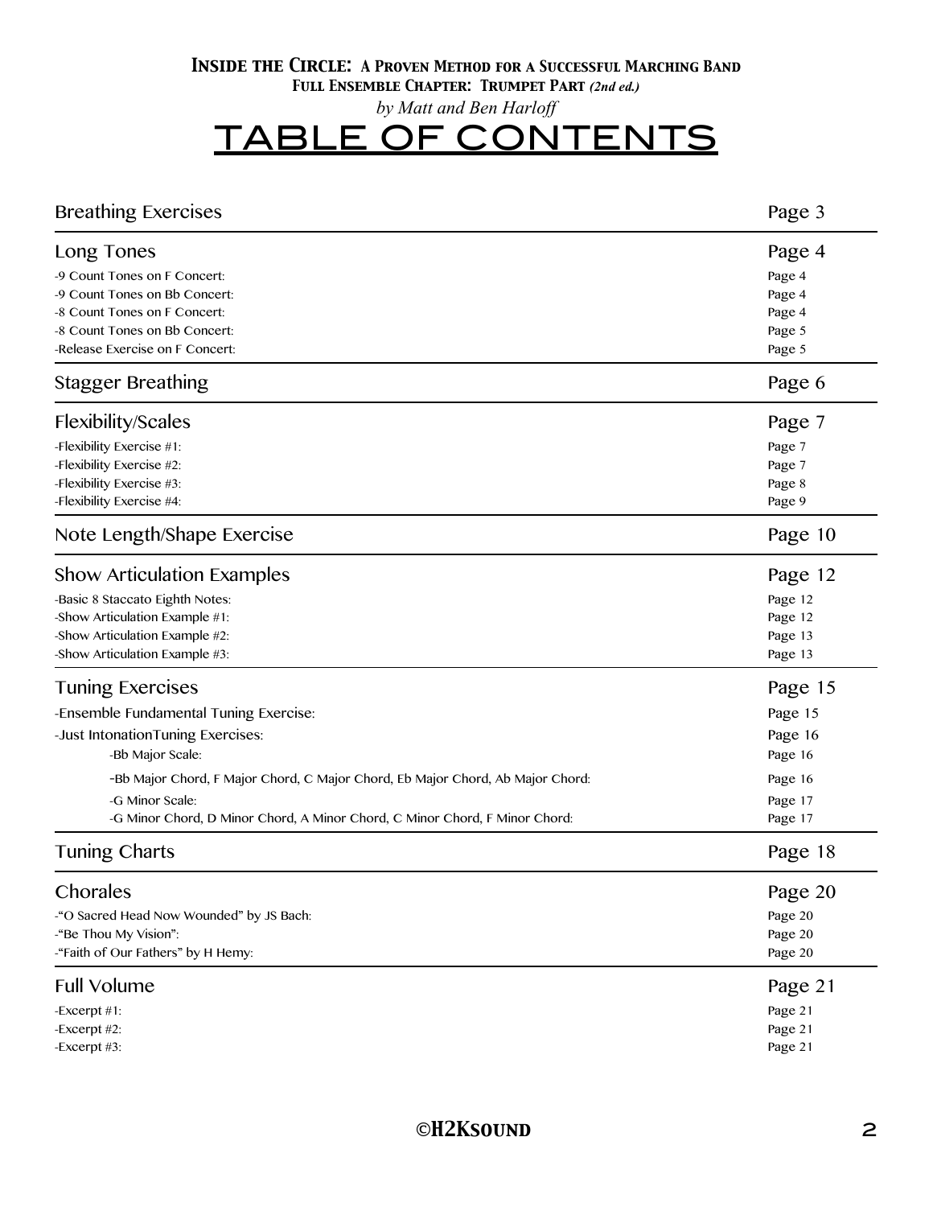***Inside the Circle:* A Proven Method for a Successful Marching Band**

**Full Ensemble Chapter: Trumpet Part** ***(2nd ed.)***

*by Matt and Ben Harloff*

# TABLE OF CONTENTS

| Section | Page |
|---|---|
| **Breathing Exercises** | **Page 3** |
| **Long Tones** | **Page 4** |
| -9 Count Tones on F Concert: | Page 4 |
| -9 Count Tones on Bb Concert: | Page 4 |
| -8 Count Tones on F Concert: | Page 4 |
| -8 Count Tones on Bb Concert: | Page 5 |
| -Release Exercise on F Concert: | Page 5 |
| **Stagger Breathing** | **Page 6** |
| **Flexibility/Scales** | **Page 7** |
| -Flexibility Exercise #1: | Page 7 |
| -Flexibility Exercise #2: | Page 7 |
| -Flexibility Exercise #3: | Page 8 |
| -Flexibility Exercise #4: | Page 9 |
| **Note Length/Shape Exercise** | **Page 10** |
| **Show Articulation Examples** | **Page 12** |
| -Basic 8 Staccato Eighth Notes: | Page 12 |
| -Show Articulation Example #1: | Page 12 |
| -Show Articulation Example #2: | Page 13 |
| -Show Articulation Example #3: | Page 13 |
| **Tuning Exercises** | **Page 15** |
| -Ensemble Fundamental Tuning Exercise: | Page 15 |
| -Just IntonationTuning Exercises: | Page 16 |
| -Bb Major Scale: | Page 16 |
| -Bb Major Chord, F Major Chord, C Major Chord, Eb Major Chord, Ab Major Chord: | Page 16 |
| -G Minor Scale: | Page 17 |
| -G Minor Chord, D Minor Chord, A Minor Chord, C Minor Chord, F Minor Chord: | Page 17 |
| **Tuning Charts** | **Page 18** |
| **Chorales** | **Page 20** |
| -"O Sacred Head Now Wounded" by JS Bach: | Page 20 |
| -"Be Thou My Vision": | Page 20 |
| -"Faith of Our Fathers" by H Hemy: | Page 20 |
| **Full Volume** | **Page 21** |
| -Excerpt #1: | Page 21 |
| -Excerpt #2: | Page 21 |
| -Excerpt #3: | Page 21 |

**©H2Ksound**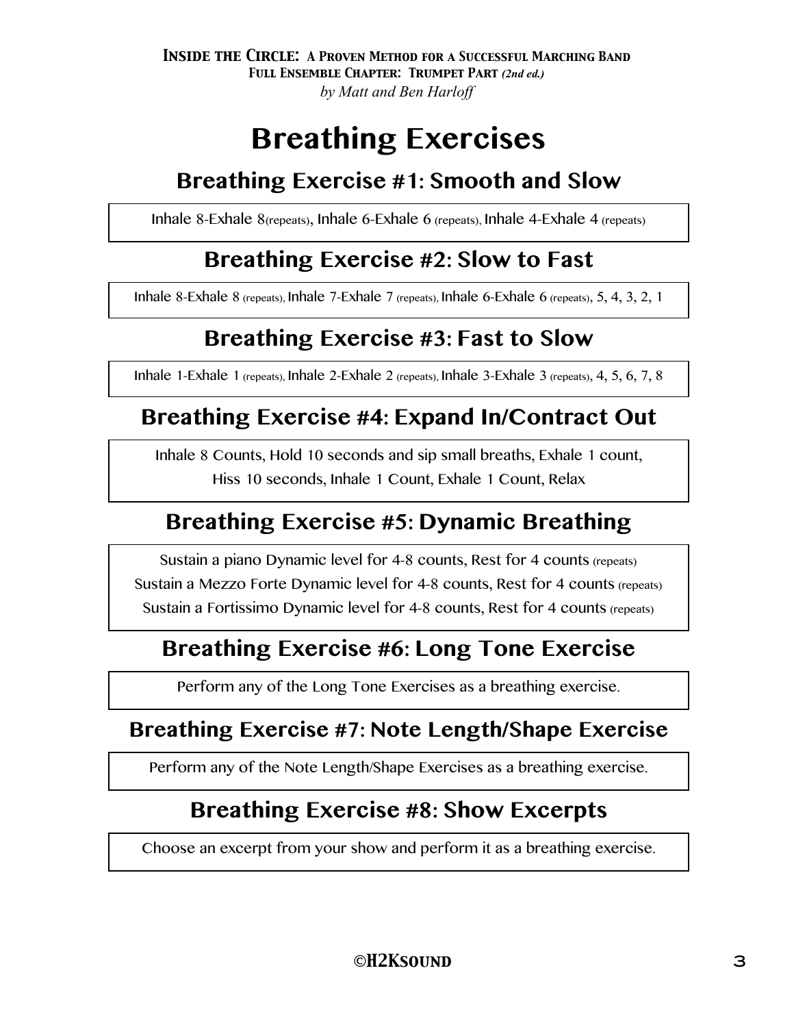# Breathing Exercises

## Breathing Exercise #1: Smooth and Slow

Inhale 8-Exhale 8(repeats), Inhale 6-Exhale 6 (repeats), Inhale 4-Exhale 4 (repeats)

## Breathing Exercise #2: Slow to Fast

Inhale 8-Exhale 8 (repeats), Inhale 7-Exhale 7 (repeats), Inhale 6-Exhale 6 (repeats), 5, 4, 3, 2, 1

## Breathing Exercise #3: Fast to Slow

Inhale 1-Exhale 1 (repeats), Inhale 2-Exhale 2 (repeats), Inhale 3-Exhale 3 (repeats), 4, 5, 6, 7, 8

## Breathing Exercise #4: Expand In/Contract Out

Inhale 8 Counts, Hold 10 seconds and sip small breaths, Exhale 1 count,
Hiss 10 seconds, Inhale 1 Count, Exhale 1 Count, Relax

## Breathing Exercise #5: Dynamic Breathing

Sustain a piano Dynamic level for 4-8 counts, Rest for 4 counts (repeats)
Sustain a Mezzo Forte Dynamic level for 4-8 counts, Rest for 4 counts (repeats)
Sustain a Fortissimo Dynamic level for 4-8 counts, Rest for 4 counts (repeats)

## Breathing Exercise #6: Long Tone Exercise

Perform any of the Long Tone Exercises as a breathing exercise.

## Breathing Exercise #7: Note Length/Shape Exercise

Perform any of the Note Length/Shape Exercises as a breathing exercise.

## Breathing Exercise #8: Show Excerpts

Choose an excerpt from your show and perform it as a breathing exercise.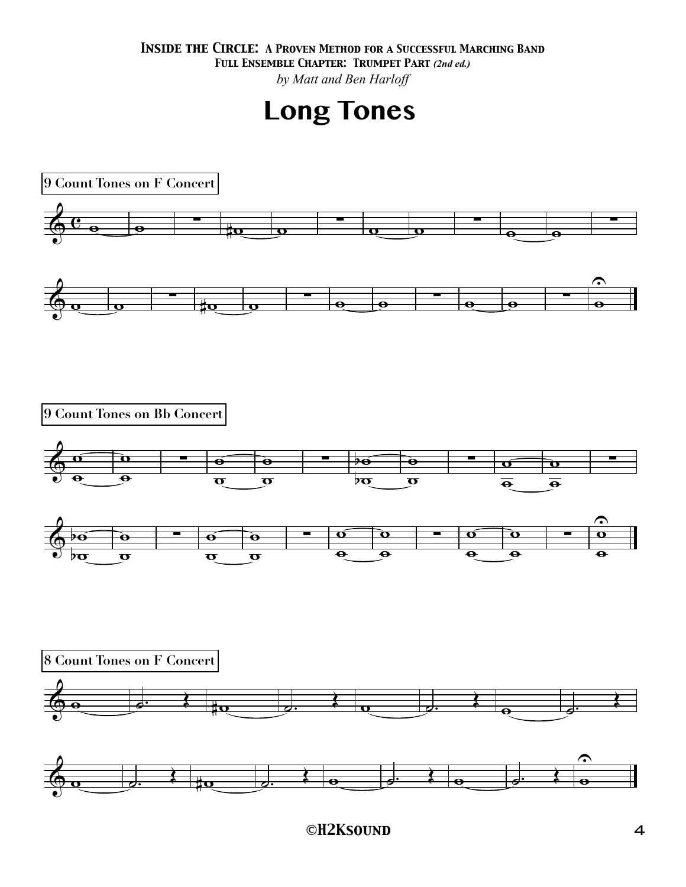# Long Tones

9 Count Tones on F Concert

9 Count Tones on Bb Concert

8 Count Tones on F Concert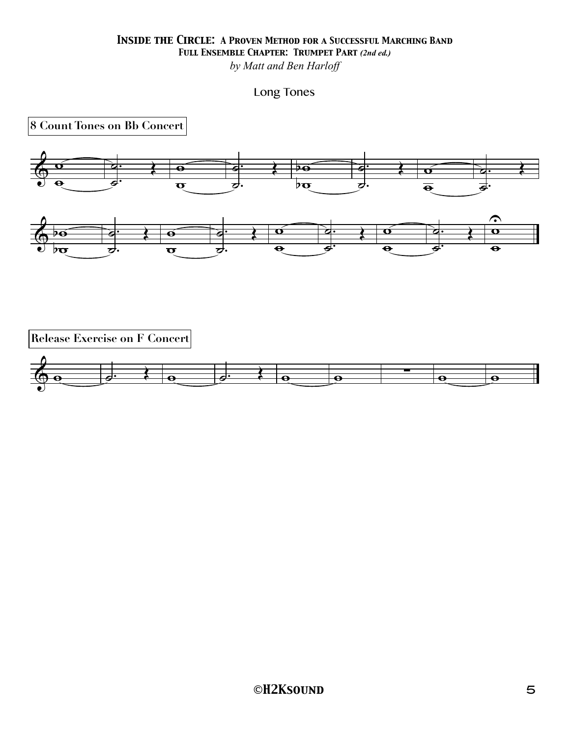Long Tones

8 Count Tones on Bb Concert

Release Exercise on F Concert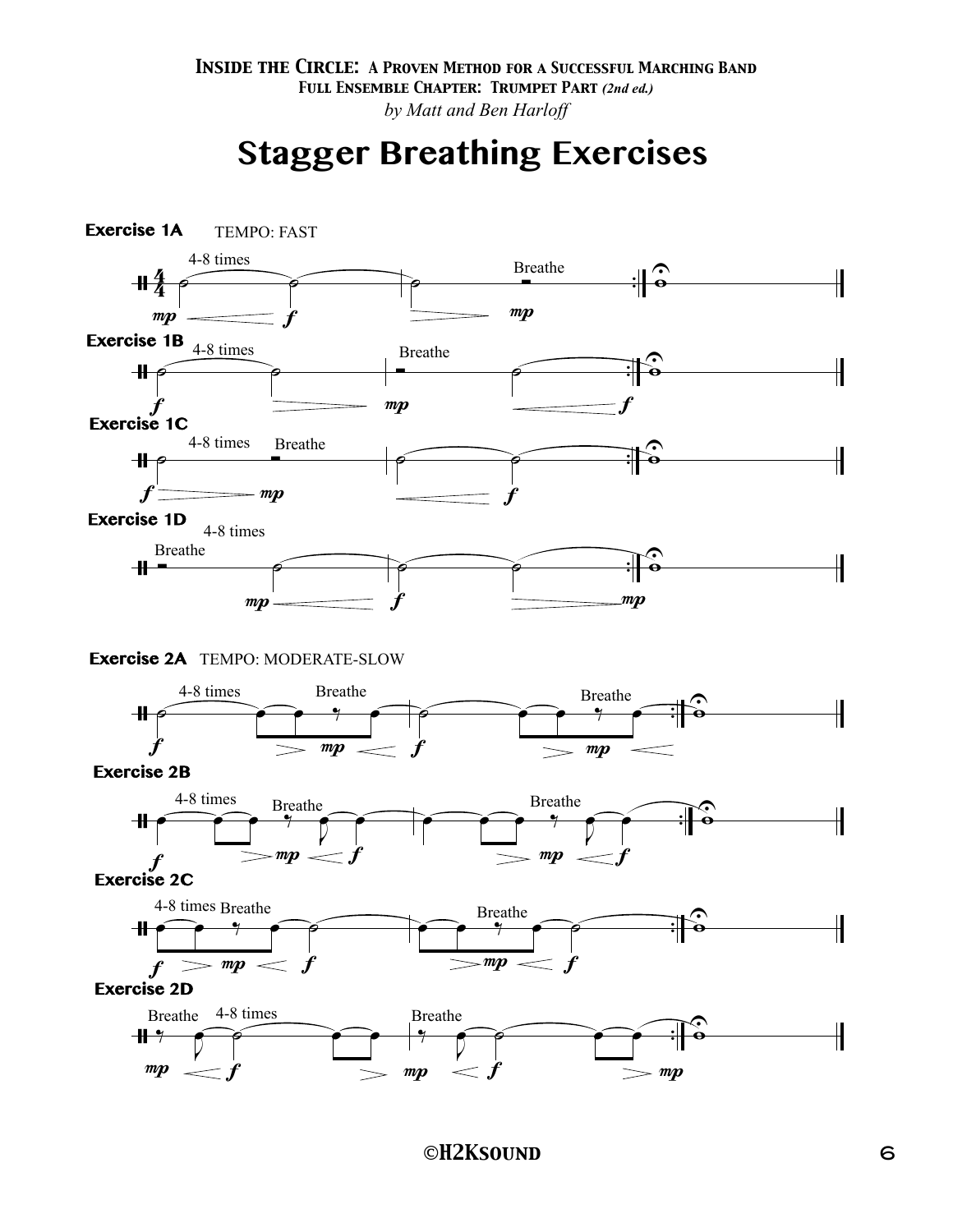# Stagger Breathing Exercises

**Exercise 1A** TEMPO: FAST

**Exercise 1B**

**Exercise 1C**

**Exercise 1D**

**Exercise 2A** TEMPO: MODERATE-SLOW

**Exercise 2B**

**Exercise 2C**

**Exercise 2D**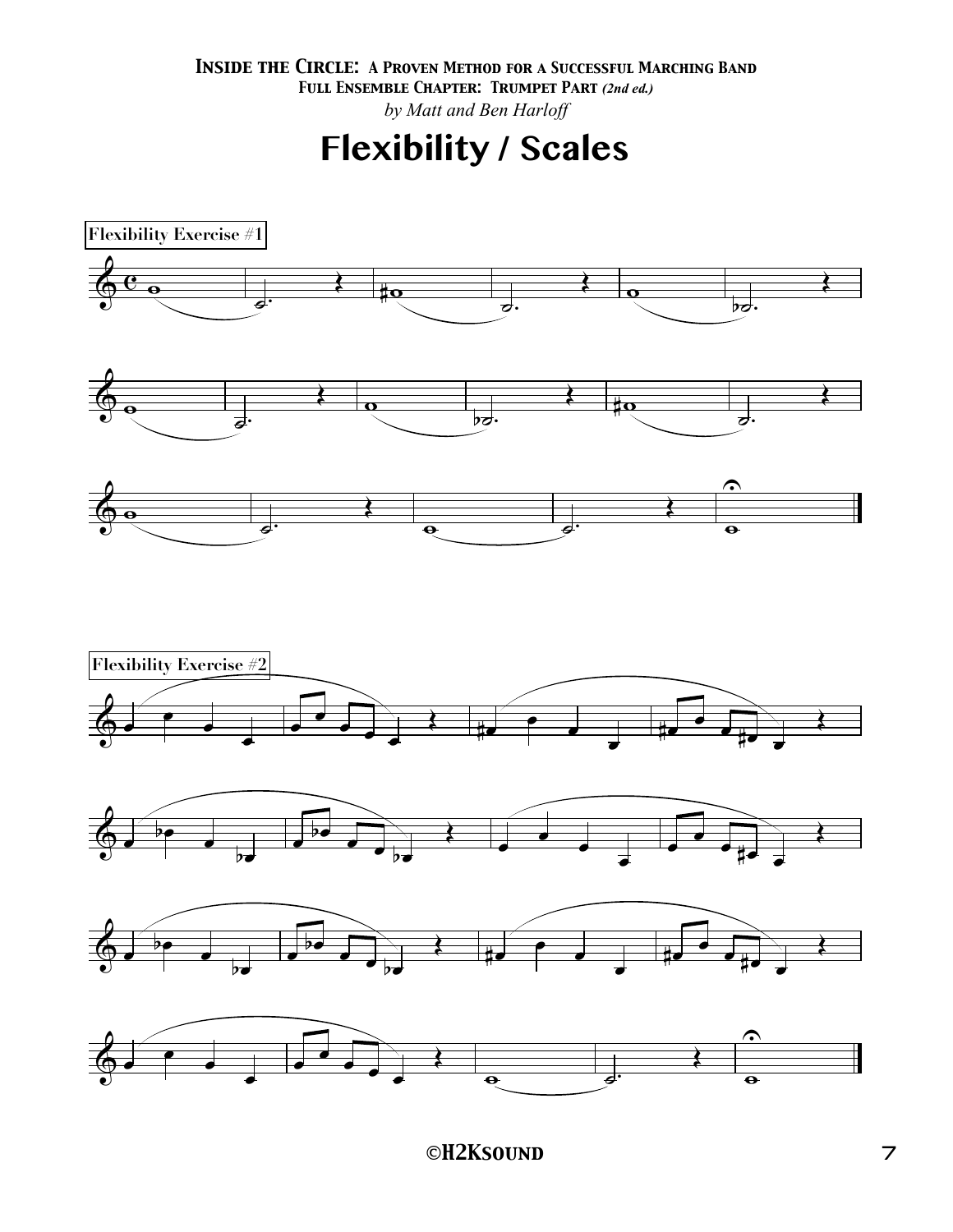# Flexibility / Scales

Flexibility Exercise #1

Flexibility Exercise #2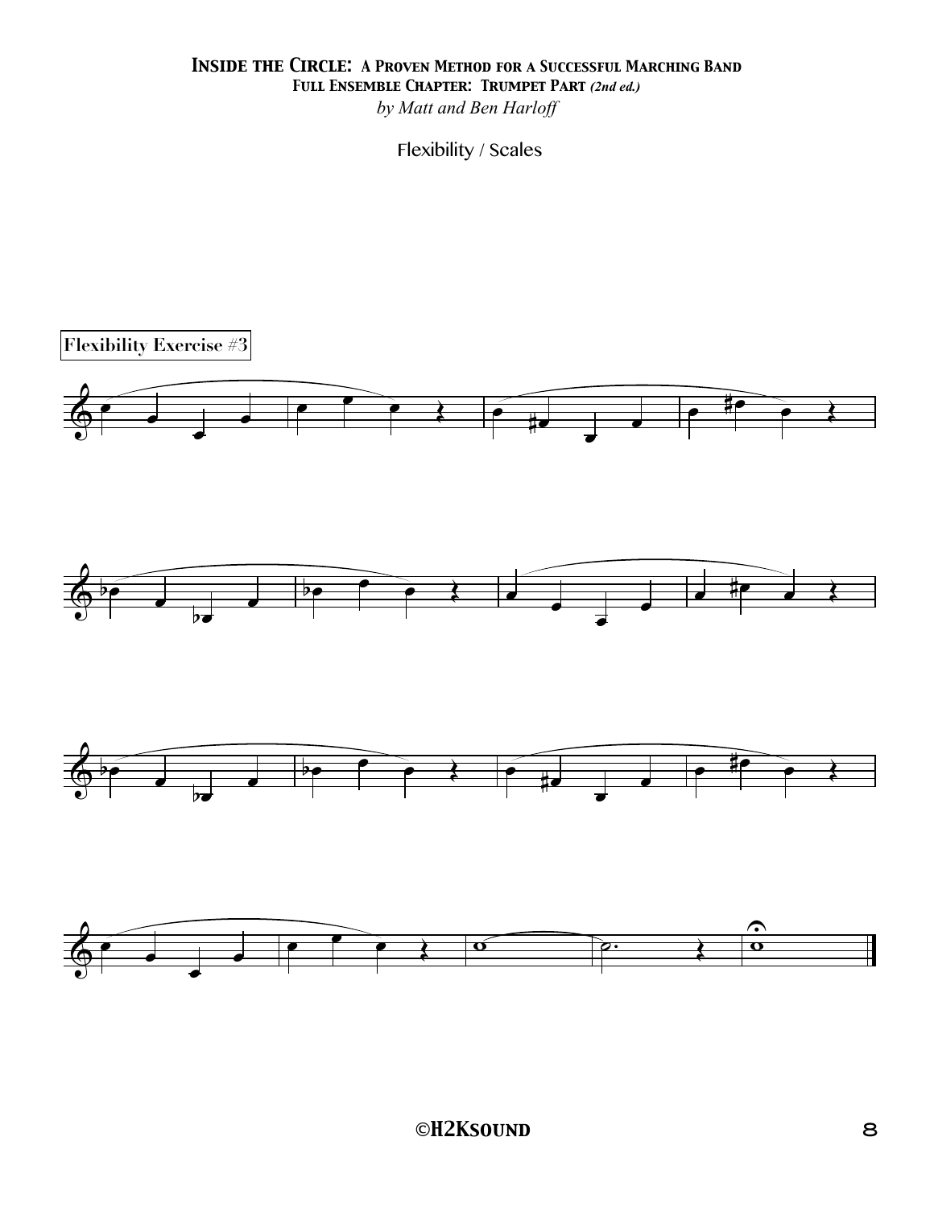Flexibility / Scales

Flexibility Exercise #3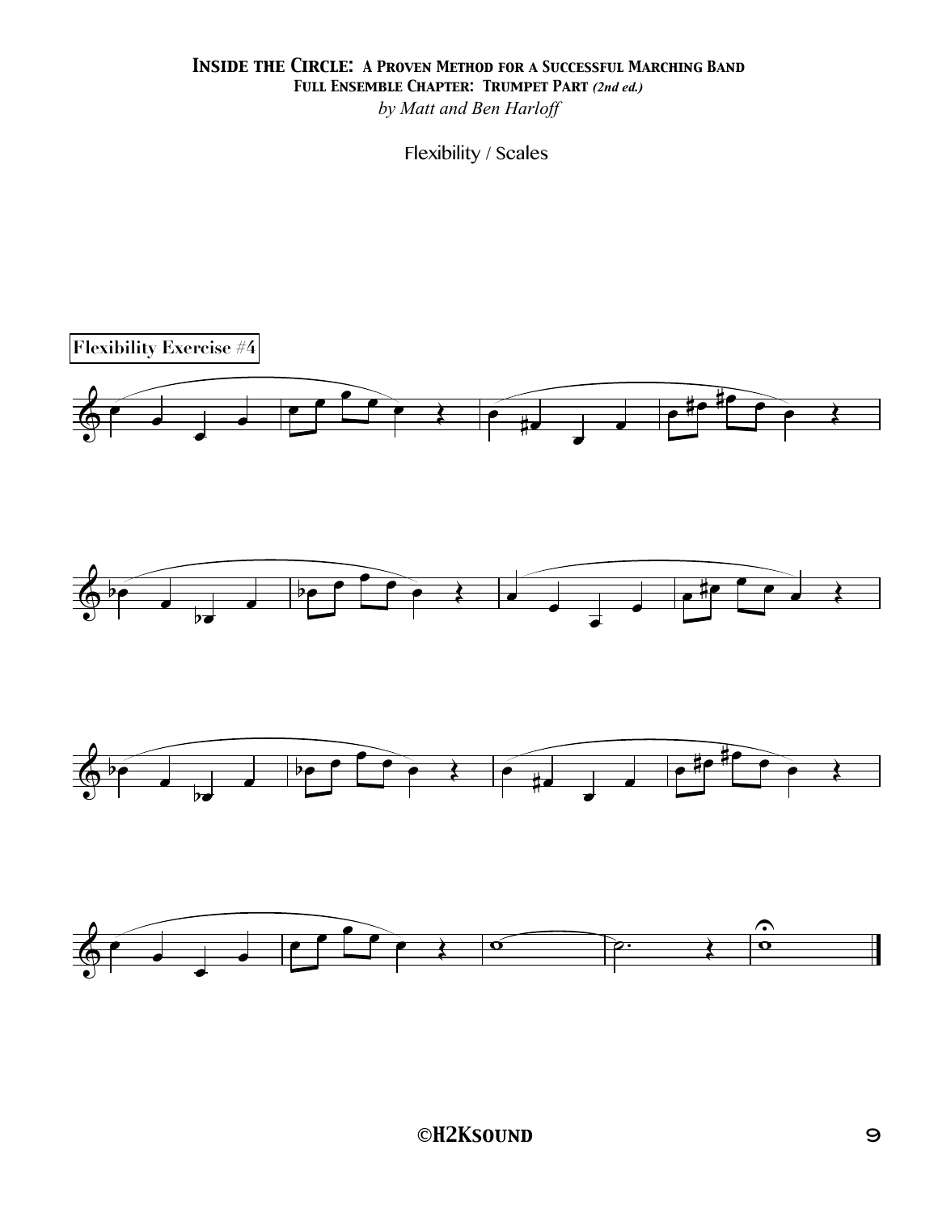Flexibility / Scales

**Flexibility Exercise #4**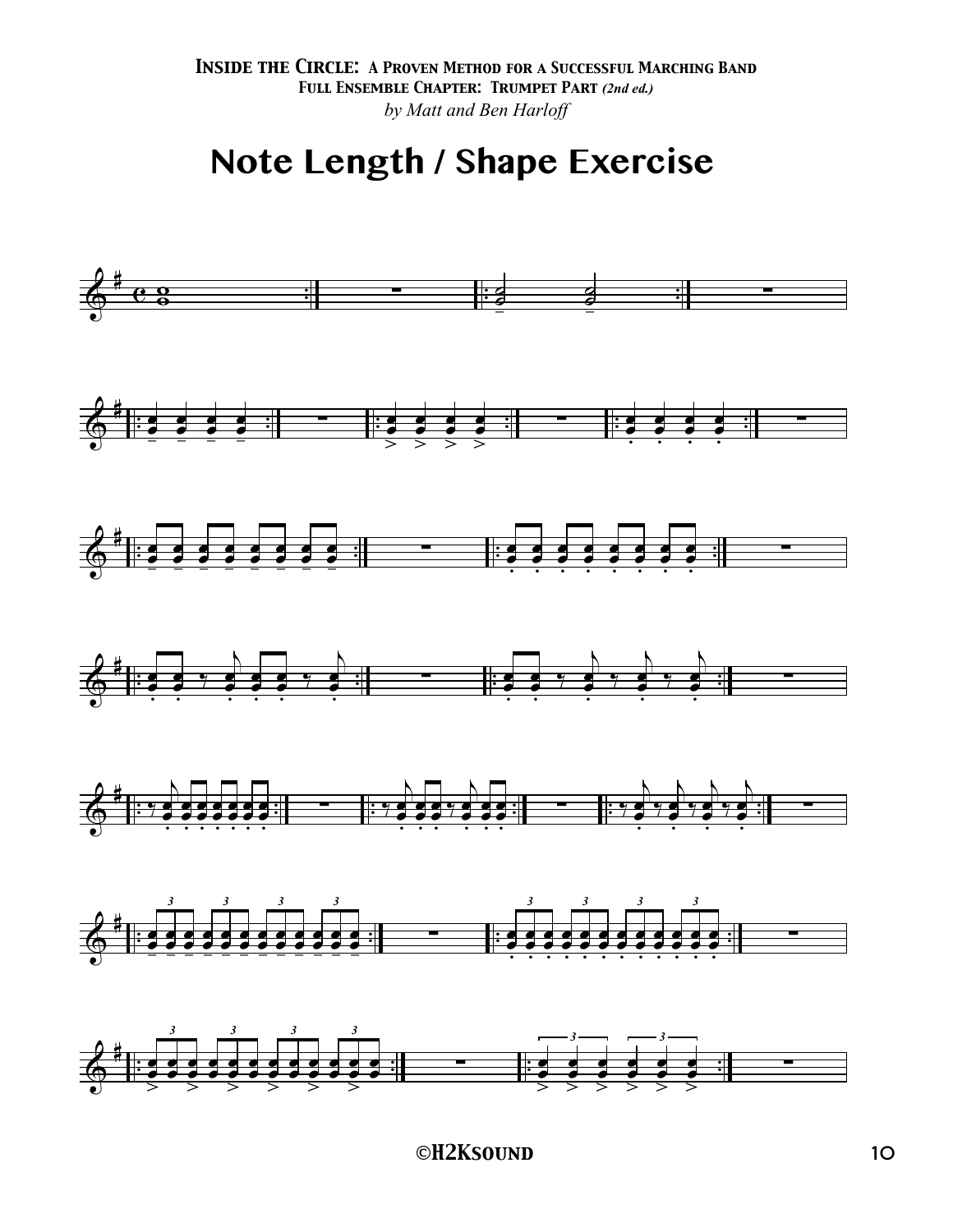# Note Length / Shape Exercise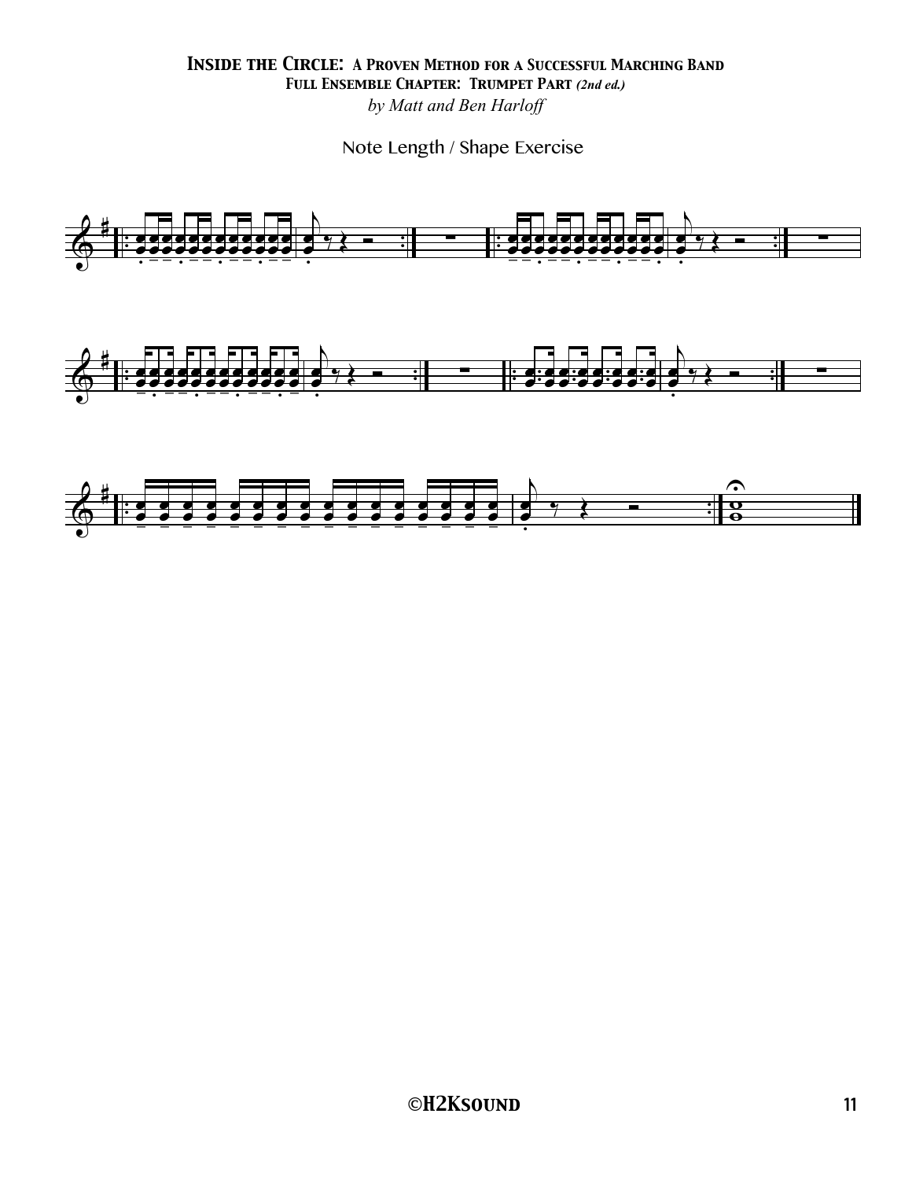# Inside the Circle: A Proven Method for a Successful Marching Band

## Full Ensemble Chapter: Trumpet Part *(2nd ed.)*

*by Matt and Ben Harloff*

Note Length / Shape Exercise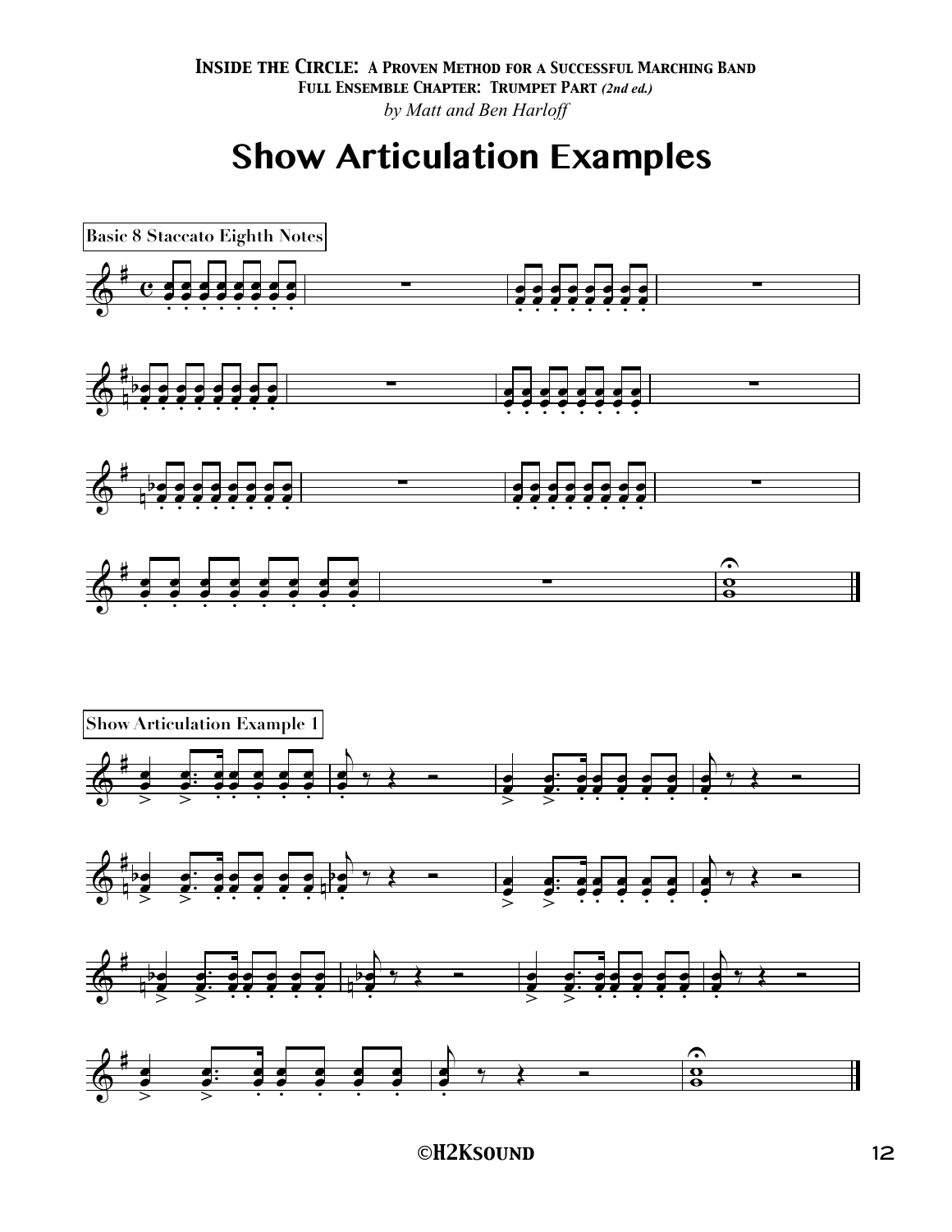# Show Articulation Examples

Basic 8 Staccato Eighth Notes

Show Articulation Example 1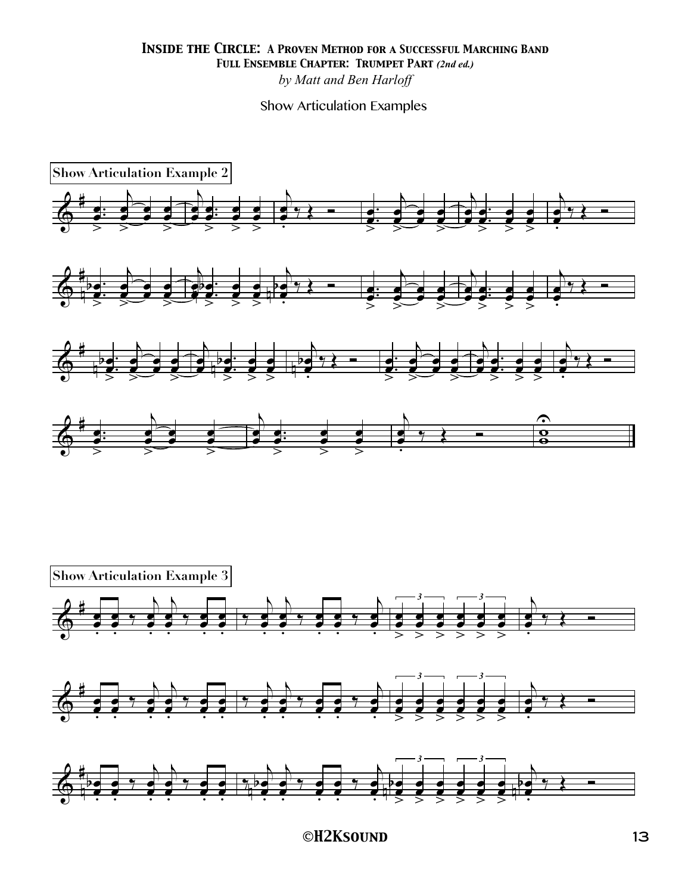# *Inside the Circle: A Proven Method for a Successful Marching Band*

## Full Ensemble Chapter: Trumpet Part *(2nd ed.)*

*by Matt and Ben Harloff*

Show Articulation Examples

**Show Articulation Example 2**

**Show Articulation Example 3**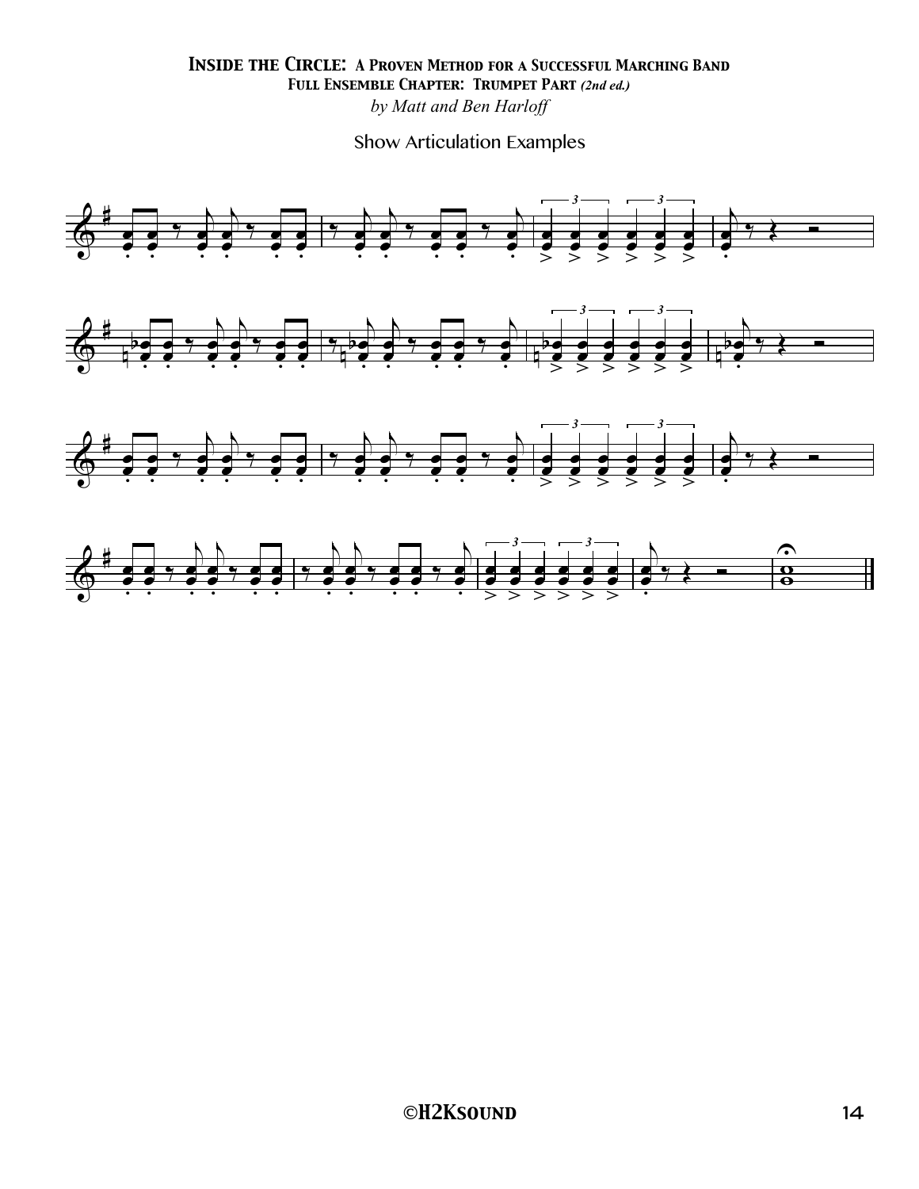# Inside the Circle: A Proven Method for a Successful Marching Band

## Full Ensemble Chapter: Trumpet Part *(2nd ed.)*

*by Matt and Ben Harloff*

Show Articulation Examples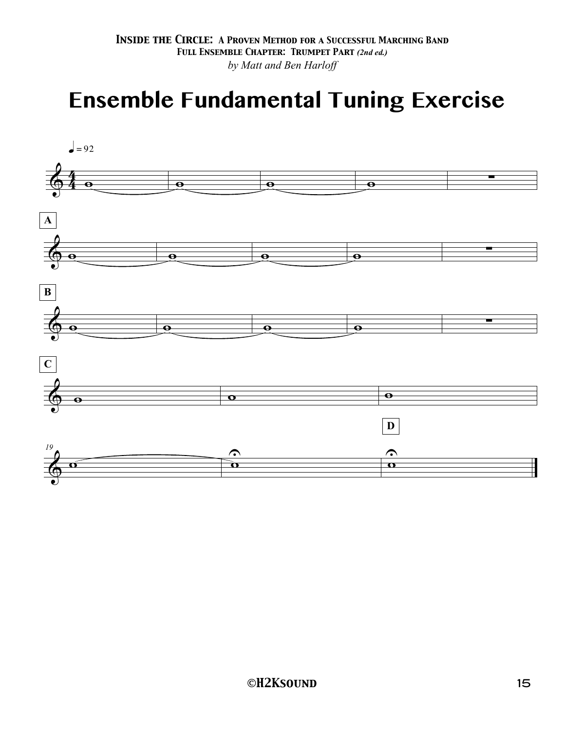# Ensemble Fundamental Tuning Exercise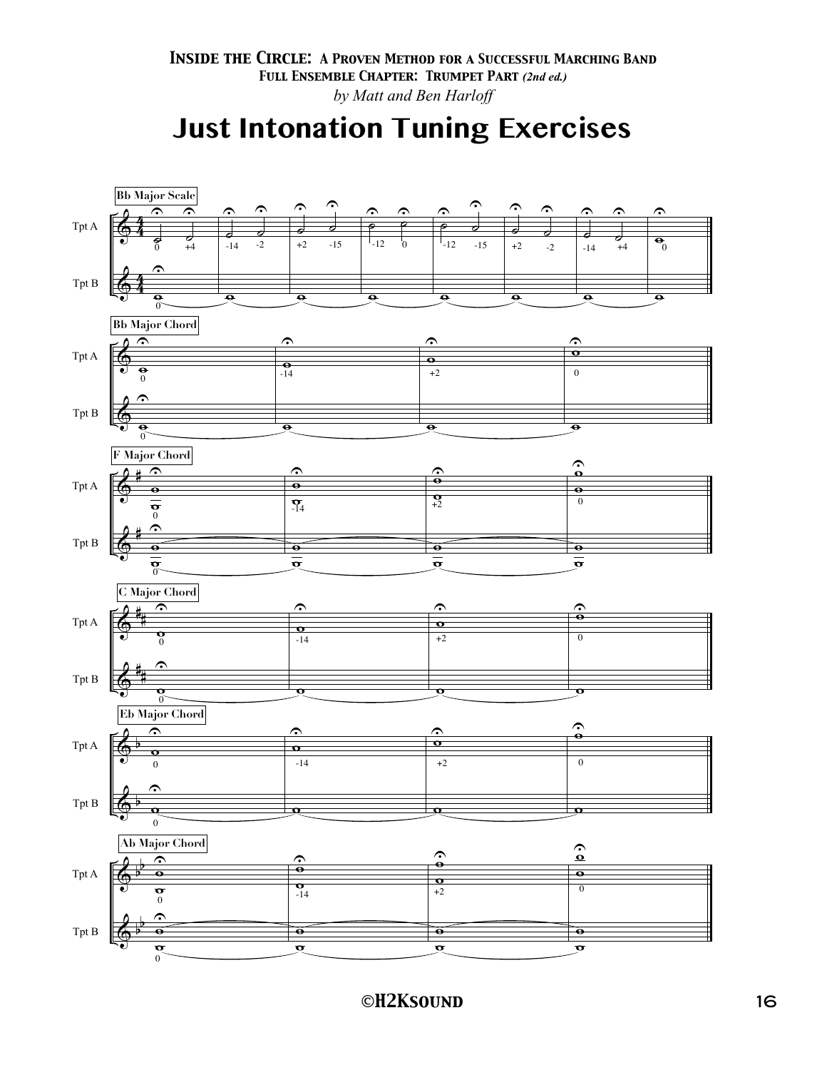# Just Intonation Tuning Exercises

Bb Major Scale

Bb Major Chord

F Major Chord

C Major Chord

Eb Major Chord

Ab Major Chord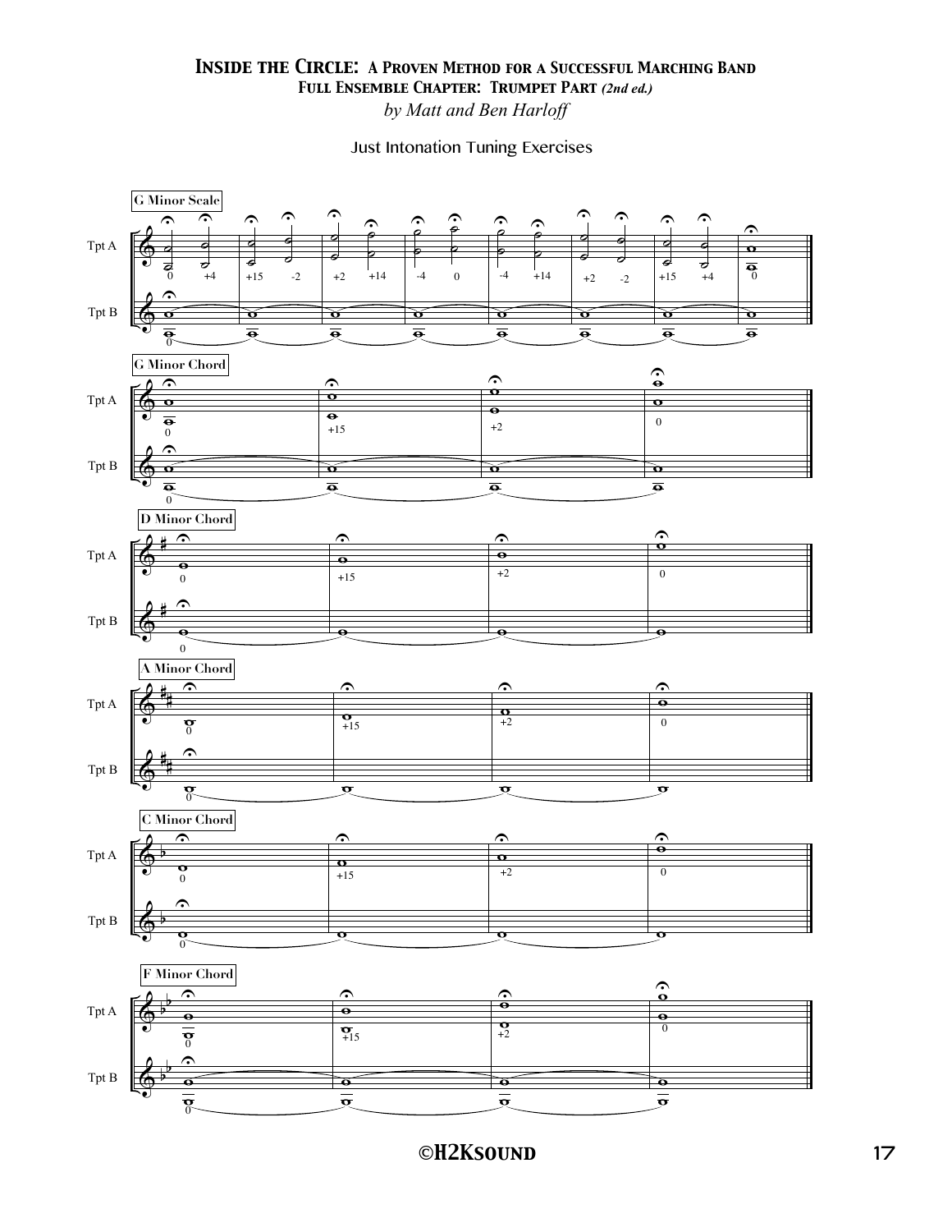# Inside the Circle: A Proven Method for a Successful Marching Band

## Full Ensemble Chapter: Trumpet Part *(2nd ed.)*

*by Matt and Ben Harloff*

Just Intonation Tuning Exercises

G Minor Scale

Tpt A: 0, +4, +15, -2, +2, +14, -4, 0, -4, +14, +2, -2, +15, +4, 0

Tpt B: 0

G Minor Chord

Tpt A: 0, +15, +2, 0

Tpt B: 0

D Minor Chord

Tpt A: 0, +15, +2, 0

Tpt B: 0

A Minor Chord

Tpt A: 0, +15, +2, 0

Tpt B: 0

C Minor Chord

Tpt A: 0, +15, +2, 0

Tpt B: 0

F Minor Chord

Tpt A: 0, +15, +2, 0

Tpt B: 0

©H2Ksound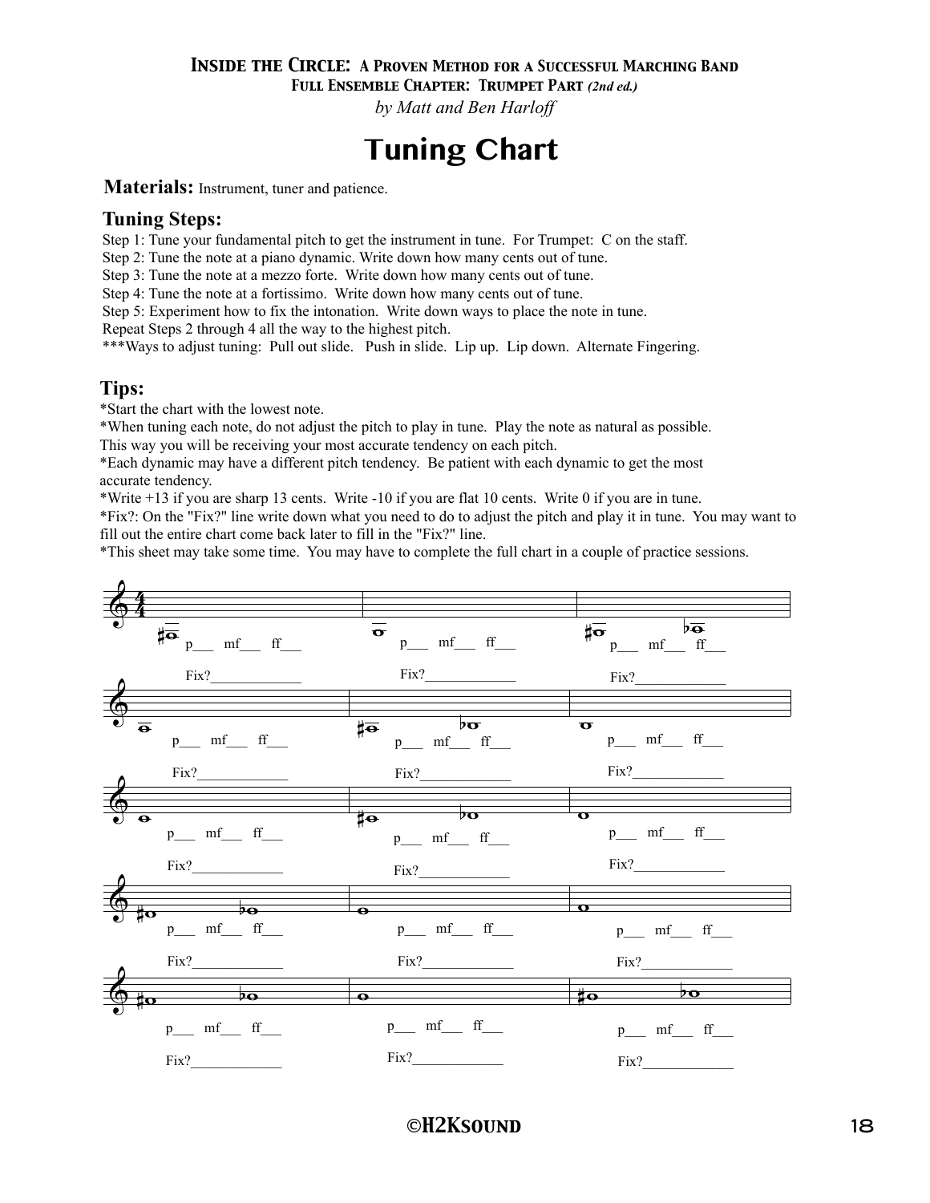***Inside the Circle: A Proven Method for a Successful Marching Band***
***Full Ensemble Chapter: Trumpet Part*** *(2nd ed.)*
*by Matt and Ben Harloff*

# Tuning Chart

**Materials:** Instrument, tuner and patience.

## Tuning Steps:

Step 1: Tune your fundamental pitch to get the instrument in tune. For Trumpet: C on the staff.
Step 2: Tune the note at a piano dynamic. Write down how many cents out of tune.
Step 3: Tune the note at a mezzo forte. Write down how many cents out of tune.
Step 4: Tune the note at a fortissimo. Write down how many cents out of tune.
Step 5: Experiment how to fix the intonation. Write down ways to place the note in tune.
Repeat Steps 2 through 4 all the way to the highest pitch.
***Ways to adjust tuning: Pull out slide. Push in slide. Lip up. Lip down. Alternate Fingering.

## Tips:

*Start the chart with the lowest note.
*When tuning each note, do not adjust the pitch to play in tune. Play the note as natural as possible. This way you will be receiving your most accurate tendency on each pitch.
*Each dynamic may have a different pitch tendency. Be patient with each dynamic to get the most accurate tendency.
*Write +13 if you are sharp 13 cents. Write -10 if you are flat 10 cents. Write 0 if you are in tune.
*Fix?: On the "Fix?" line write down what you need to do to adjust the pitch and play it in tune. You may want to fill out the entire chart come back later to fill in the "Fix?" line.
*This sheet may take some time. You may have to complete the full chart in a couple of practice sessions.

p___ mf___ ff___
Fix?____________

p___ mf___ ff___
Fix?____________

p___ mf___ ff___
Fix?____________

p___ mf___ ff___
Fix?____________

p___ mf___ ff___
Fix?____________

p___ mf___ ff___
Fix?____________

p___ mf___ ff___
Fix?____________

p___ mf___ ff___
Fix?____________

p___ mf___ ff___
Fix?____________

p___ mf___ ff___
Fix?____________

p___ mf___ ff___
Fix?____________

p___ mf___ ff___
Fix?____________

p___ mf___ ff___
Fix?____________

p___ mf___ ff___
Fix?____________

p___ mf___ ff___
Fix?____________

©H2Ksound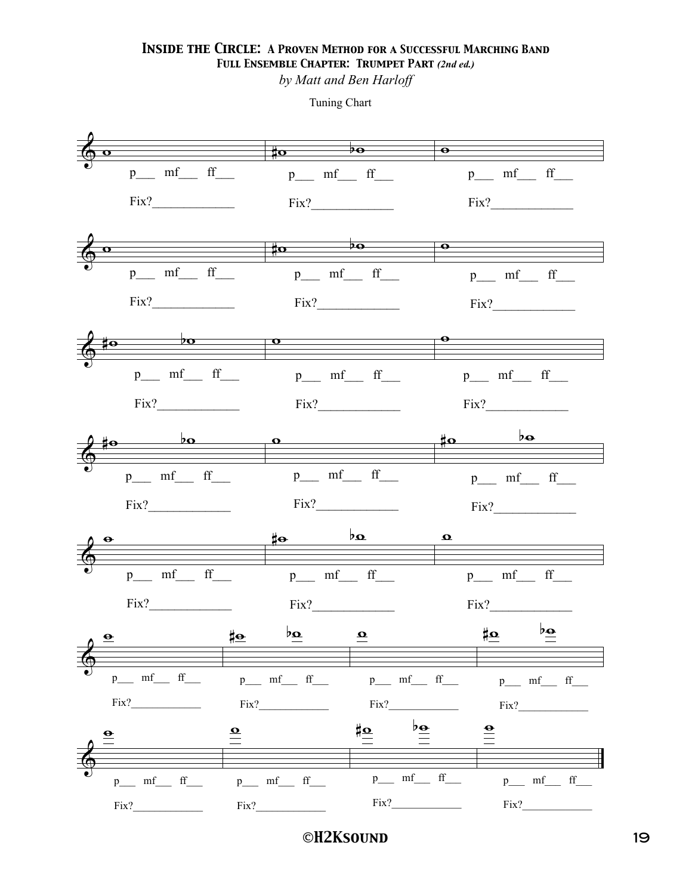# Inside the Circle: A Proven Method for a Successful Marching Band

## Full Ensemble Chapter: Trumpet Part *(2nd ed.)*

*by Matt and Ben Harloff*

Tuning Chart

p___ mf___ ff___
Fix?_____________

p___ mf___ ff___
Fix?_____________

p___ mf___ ff___
Fix?_____________

p___ mf___ ff___
Fix?_____________

p___ mf___ ff___
Fix?_____________

p___ mf___ ff___
Fix?_____________

p___ mf___ ff___
Fix?_____________

p___ mf___ ff___
Fix?_____________

p___ mf___ ff___
Fix?_____________

p___ mf___ ff___
Fix?_____________

p___ mf___ ff___
Fix?_____________

p___ mf___ ff___
Fix?_____________

p___ mf___ ff___
Fix?_____________

p___ mf___ ff___
Fix?_____________

p___ mf___ ff___
Fix?_____________

p___ mf___ ff___
Fix?_____________

p___ mf___ ff___
Fix?_____________

p___ mf___ ff___
Fix?_____________

p___ mf___ ff___
Fix?_____________

p___ mf___ ff___
Fix?_____________

p___ mf___ ff___
Fix?_____________

p___ mf___ ff___
Fix?_____________

p___ mf___ ff___
Fix?_____________

©H2Ksound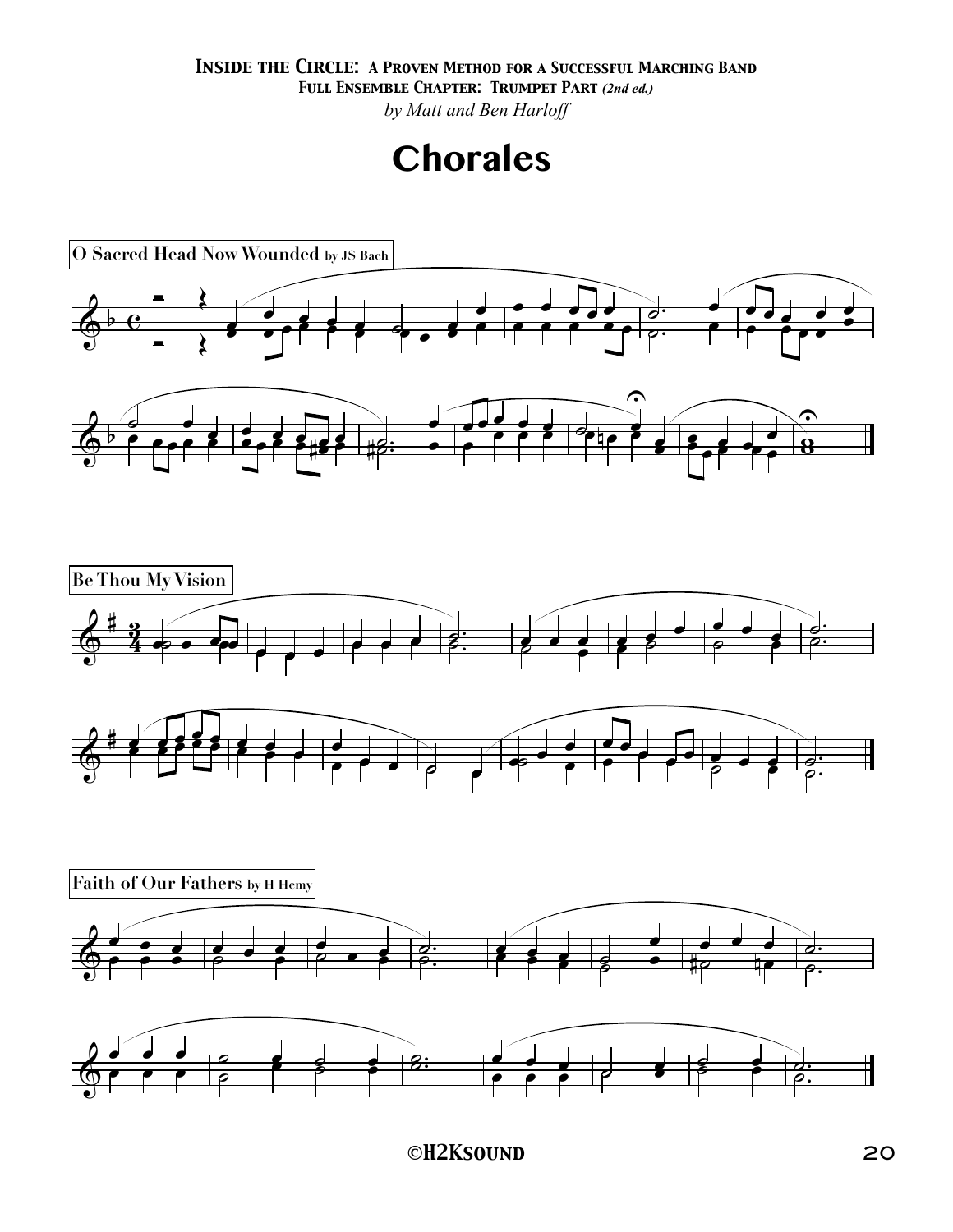**Inside the Circle: A Proven Method for a Successful Marching Band**
**Full Ensemble Chapter: Trumpet Part** *(2nd ed.)*
*by Matt and Ben Harloff*

# Chorales

**O Sacred Head Now Wounded** by JS Bach

**Be Thou My Vision**

**Faith of Our Fathers** by H Hemy

©H2Ksound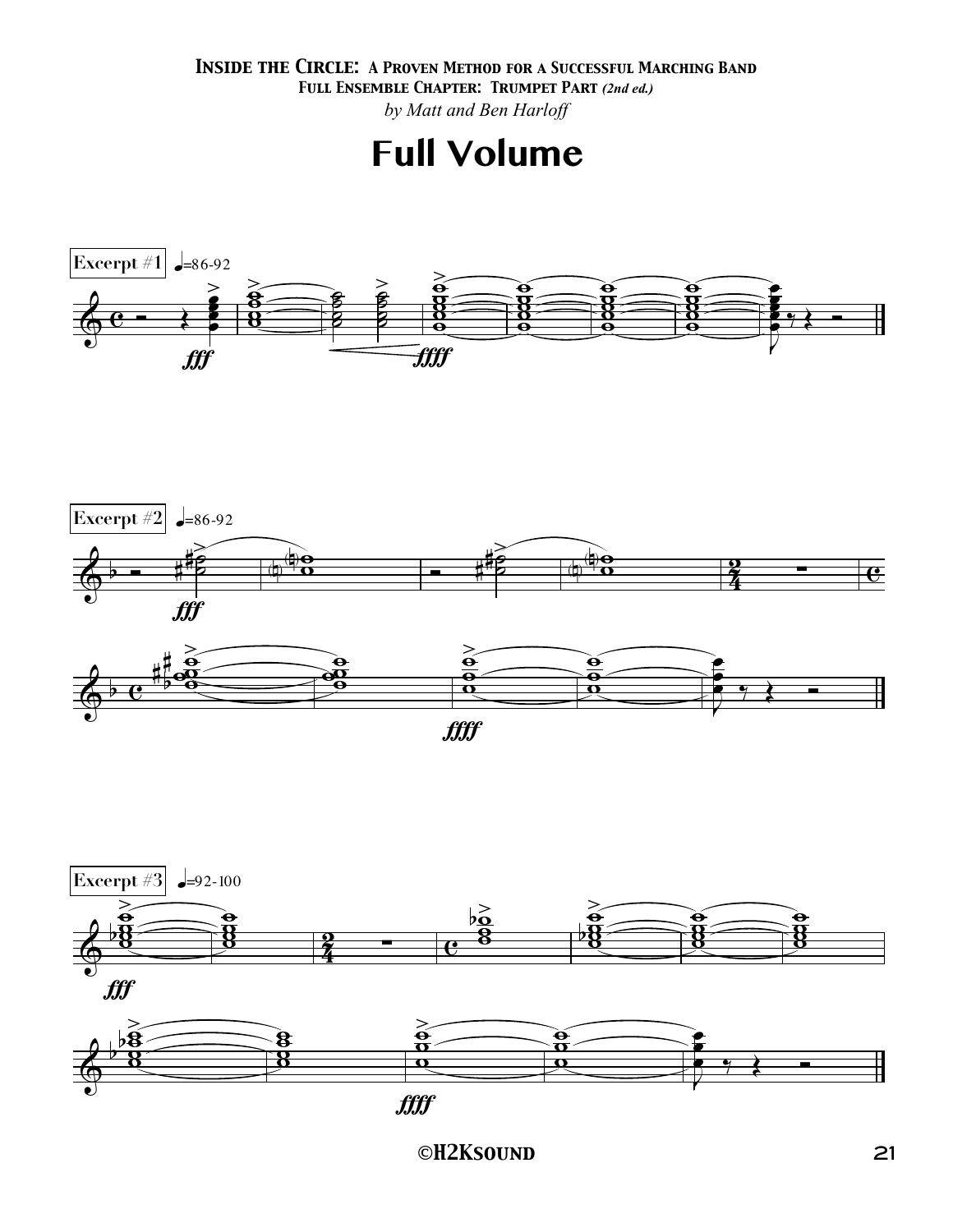**Inside the Circle: A Proven Method for a Successful Marching Band**
**Full Ensemble Chapter: Trumpet Part** *(2nd ed.)*
*by Matt and Ben Harloff*

# Full Volume

Excerpt #1 ♩=86-92

fff

ffff

Excerpt #2 ♩=86-92

fff

ffff

Excerpt #3 ♩=92-100

fff

ffff

©H2Ksound